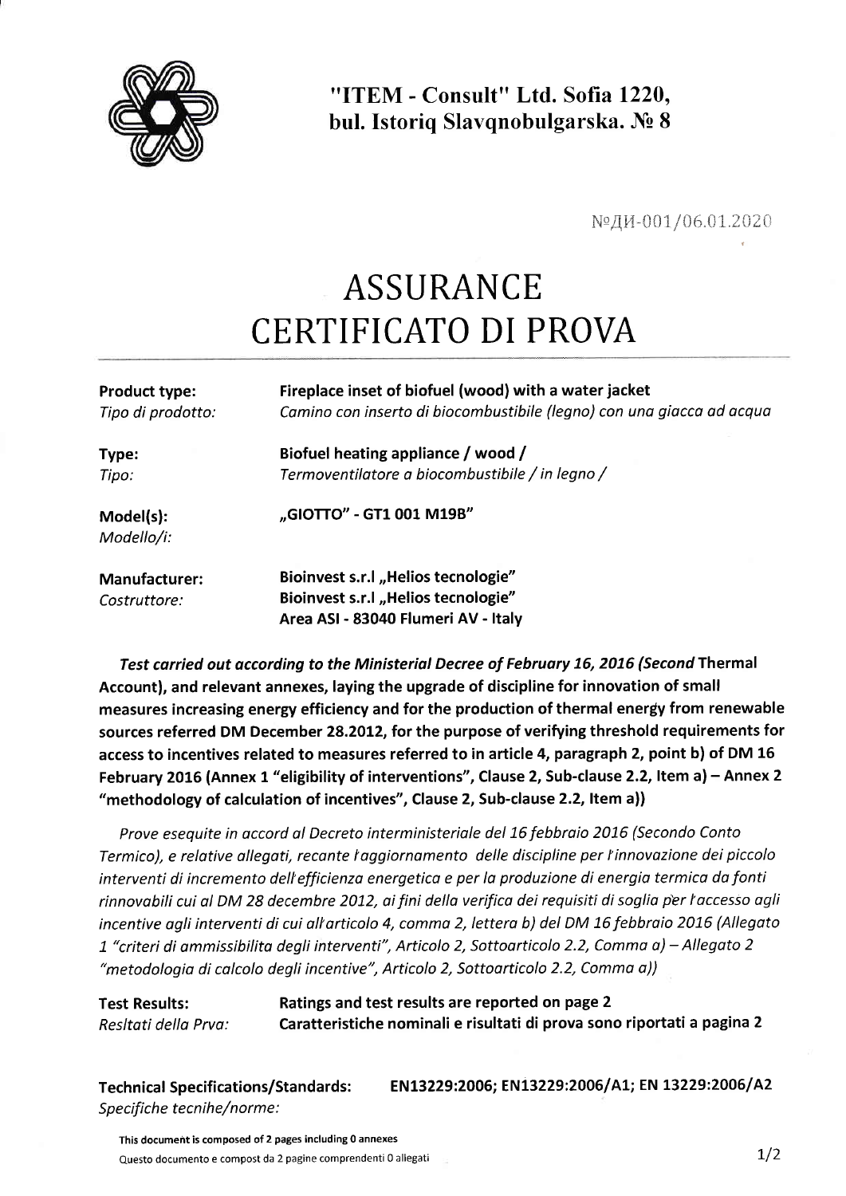**"ITEM - Consult" Ltd. Sofia 1220,**
**bul. Istoriq Slavqnobulgarska. № 8**

№ДИ-001/06.01.2020

# ASSURANCE
# CERTIFICATO DI PROVA

| | |
|---|---|
| **Product type:**<br>*Tipo di prodotto:* | **Fireplace inset of biofuel (wood) with a water jacket**<br>*Camino con inserto di biocombustibile (legno) con una giacca ad acqua* |
| **Type:**<br>*Tipo:* | **Biofuel heating appliance / wood /**<br>*Termoventilatore a biocombustibile / in legno /* |
| **Model(s):**<br>*Modello/i:* | **„GIOTTO" - GT1 001 M19B"** |
| **Manufacturer:**<br>*Costruttore:* | **Bioinvest s.r.l „Helios tecnologie"**<br>**Bioinvest s.r.l „Helios tecnologie"**<br>**Area ASI - 83040 Flumeri AV - Italy** |

***Test carried out according to the Ministerial Decree of February 16, 2016 (Second* Thermal Account), and relevant annexes, laying the upgrade of discipline for innovation of small measures increasing energy efficiency and for the production of thermal energy from renewable sources referred DM December 28.2012, for the purpose of verifying threshold requirements for access to incentives related to measures referred to in article 4, paragraph 2, point b) of DM 16 February 2016 (Annex 1 "eligibility of interventions", Clause 2, Sub-clause 2.2, Item a) – Annex 2 "methodology of calculation of incentives", Clause 2, Sub-clause 2.2, Item a))**

*Prove esequite in accord al Decreto interministeriale del 16 febbraio 2016 (Secondo Conto Termico), e relative allegati, recante l'aggiornamento delle discipline per l'innovazione dei piccolo interventi di incremento dell'efficienza energetica e per la produzione di energia termica da fonti rinnovabili cui al DM 28 decembre 2012, ai fini della verifica dei requisiti di soglia per l'accesso agli incentive agli interventi di cui all'articolo 4, comma 2, lettera b) del DM 16 febbraio 2016 (Allegato 1 "criteri di ammissibilita degli interventi", Articolo 2, Sottoarticolo 2.2, Comma a) – Allegato 2 "metodologia di calcolo degli incentive", Articolo 2, Sottoarticolo 2.2, Comma a))*

| | |
|---|---|
| **Test Results:**<br>*Resltati della Prva:* | **Ratings and test results are reported on page 2**<br>**Caratteristiche nominali e risultati di prova sono riportati a pagina 2** |

**Technical Specifications/Standards:** **EN13229:2006; EN13229:2006/A1; EN 13229:2006/A2**
*Specifiche tecnihe/norme:*

**This document is composed of 2 pages including 0 annexes**
Questo documento e compost da 2 pagine comprendenti 0 allegati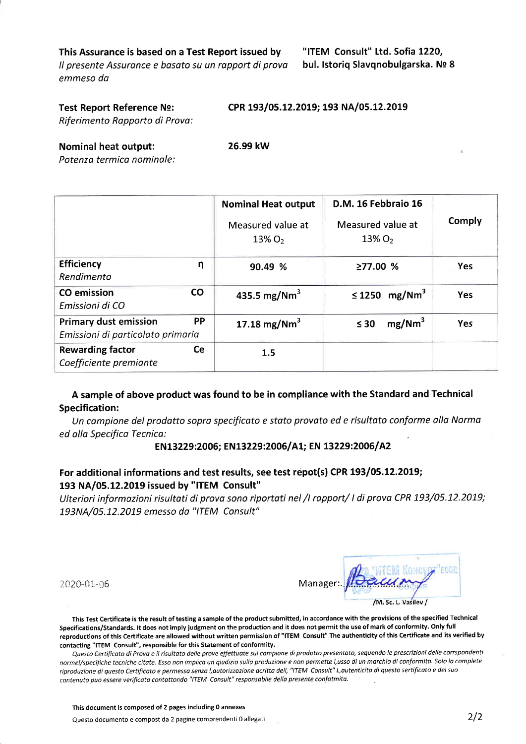**This Assurance is based on a Test Report issued by**
*Il presente Assurance e basato su un rapport di prova emmeso da*

**"ITEM Consult" Ltd. Sofia 1220, bul. Istoriq Slavqnobulgarska. № 8**

**Test Report Reference №:**
*Riferimento Rapporto di Prova:*

**CPR 193/05.12.2019; 193 NA/05.12.2019**

**Nominal heat output:**
*Potenza termica nominale:*

**26.99 kW**

| | | Nominal Heat output<br>Measured value at 13% $O_2$ | D.M. 16 Febbraio 16<br>Measured value at 13% $O_2$ | Comply |
|---|---|---|---|---|
| **Efficiency**<br>*Rendimento* | η | 90.49 % | ≥77.00 % | Yes |
| **CO emission**<br>*Emissioni di CO* | CO | 435.5 mg/Nm$^3$ | ≤ 1250 mg/Nm$^3$ | Yes |
| **Primary dust emission**<br>*Emissioni di particolato primaria* | PP | 17.18 mg/Nm$^3$ | ≤ 30 mg/Nm$^3$ | Yes |
| **Rewarding factor**<br>*Coefficiente premiante* | Ce | 1.5 | | |

**A sample of above product was found to be in compliance with the Standard and Technical Specification:**

*Un campione del prodatto sopra specificato e stato provato ed e risultato conforme alla Norma ed alla Specifica Tecnica:*

**EN13229:2006; EN13229:2006/A1; EN 13229:2006/A2**

**For additional informations and test results, see test repot(s) CPR 193/05.12.2019; 193 NA/05.12.2019 issued by "ITEM Consult"**

*Ulteriori informazioni risultati di prova sono riportati nel /I rapport/ I di prova CPR 193/05.12.2019; 193NA/05.12.2019 emesso da "ITEM Consult"*

2020-01-06

Manager: /M. Sc. L. Vasilev /

**This Test Certificate is the result of testing a sample of the product submitted, in accordance with the provisions of the specified Technical Specifications/Standards. It does not imply judgment on the production and it does not permit the use of mark of conformity. Only full reproductions of this Certificate are allowed without written permission of "ITEM Consult" The authenticity of this Certificate and its verified by contacting "ITEM Consult", responsible for this Statement of conformity.**

*Questo Certificato di Prova e il risultato delle prove effettuate sul campione di prodotto presentato, sequendo le prescrizioni delle corrspondenti normel/specifiche tecniche citate. Esso non implica un qiudizio sulla produzione e non permette l,usso di un marchio di conformita. Solo la complete riproduzione di questo Certificato e permessa senza l,autorizzazione acritta dell, "ITEM Consult" L,autenticita di questo sertificato e del suo contenuto puo essere verificata contattondo "ITEM Consult" responsabile della presente confotmita.*

**This document is composed of 2 pages including 0 annexes**

Questo documento e compost da 2 pagine comprendenti 0 allegati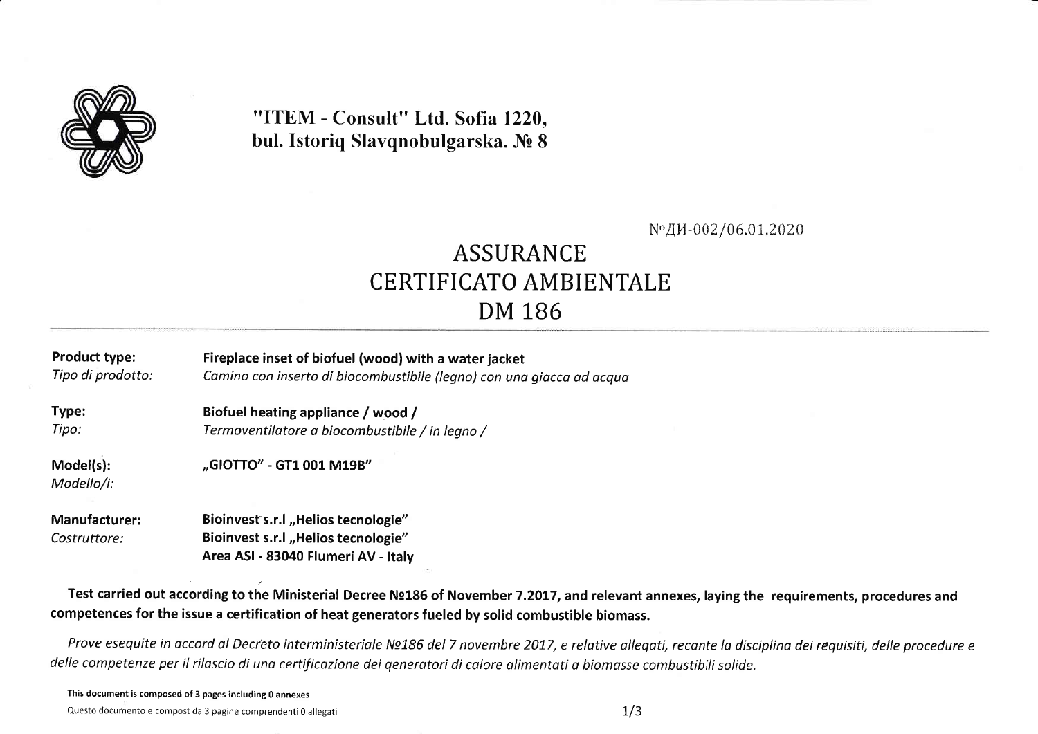**"ITEM - Consult" Ltd. Sofia 1220, bul. Istoriq Slavqnobulgarska. № 8**

№ДИ-002/06.01.2020

# ASSURANCE
# CERTIFICATO AMBIENTALE
# DM 186

| | |
|---|---|
| **Product type:**<br>*Tipo di prodotto:* | **Fireplace inset of biofuel (wood) with a water jacket**<br>*Camino con inserto di biocombustibile (legno) con una giacca ad acqua* |
| **Type:**<br>*Tipo:* | **Biofuel heating appliance / wood /**<br>*Termoventilatore a biocombustibile / in legno /* |
| **Model(s):**<br>*Modello/i:* | **„GIOTTO" - GT1 001 M19B"** |
| **Manufacturer:**<br>*Costruttore:* | **Bioinvest s.r.l „Helios tecnologie"**<br>**Bioinvest s.r.l „Helios tecnologie"**<br>**Area ASI - 83040 Flumeri AV - Italy** |

**Test carried out according to the Ministerial Decree №186 of November 7.2017, and relevant annexes, laying the requirements, procedures and competences for the issue a certification of heat generators fueled by solid combustible biomass.**

*Prove esequite in accord al Decreto interministeriale №186 del 7 novembre 2017, e relative alleqati, recante la disciplina dei requisiti, delle procedure e delle competenze per il rilascio di una certificazione dei qeneratori di calore alimentati a biomasse combustibili solide.*

**This document is composed of 3 pages including 0 annexes**

Questo documento e compost da 3 pagine comprendenti 0 allegati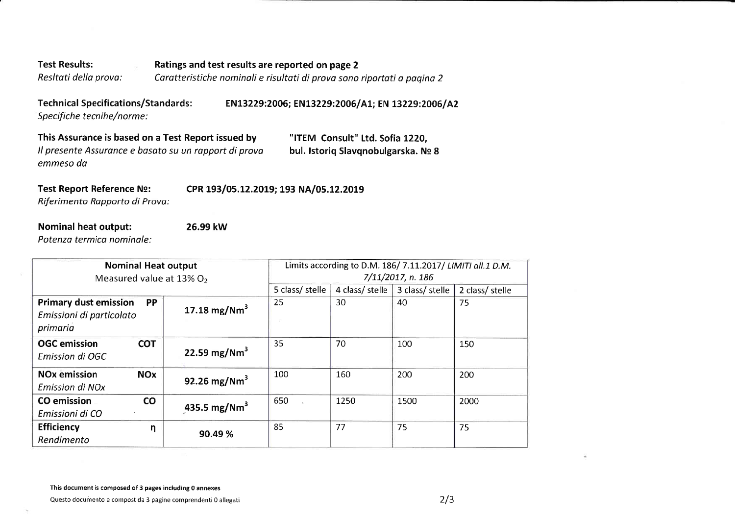**Test Results:** **Ratings and test results are reported on page 2**
*Resltati della prova:* *Caratteristiche nominali e risultati di prova sono riportati a paqina 2*

**Technical Specifications/Standards:** **EN13229:2006; EN13229:2006/A1; EN 13229:2006/A2**
*Specifiche tecnihe/norme:*

**This Assurance is based on a Test Report issued by** **"ITEM Consult" Ltd. Sofia 1220, bul. Istoriq Slavqnobulgarska. № 8**
*Il presente Assurance e basato su un rapport di prova emmeso da*

**Test Report Reference №:** **CPR 193/05.12.2019; 193 NA/05.12.2019**
*Riferimento Rapporto di Prova:*

**Nominal heat output:** **26.99 kW**
*Potenza termica nominale:*

| **Nominal Heat output** Measured value at 13% $O_2$ | | Limits according to D.M. 186/ 7.11.2017/ *LIMITI all.1 D.M. 7/11/2017, n. 186* | | | |
|---|---|---|---|---|---|
| | | 5 class/ stelle | 4 class/ stelle | 3 class/ stelle | 2 class/ stelle |
| **Primary dust emission PP** *Emissioni di particolato primaria* | **17.18 mg/Nm³** | 25 | 30 | 40 | 75 |
| **OGC emission COT** *Emission di OGC* | **22.59 mg/Nm³** | 35 | 70 | 100 | 150 |
| **NOx emission NOx** *Emission di NOx* | **92.26 mg/Nm³** | 100 | 160 | 200 | 200 |
| **CO emission CO** *Emissioni di CO* | **435.5 mg/Nm³** | 650 | 1250 | 1500 | 2000 |
| **Efficiency η** *Rendimento* | **90.49 %** | 85 | 77 | 75 | 75 |

**This document is composed of 3 pages including 0 annexes**
Questo documento e compost da 3 pagine comprendenti 0 allegati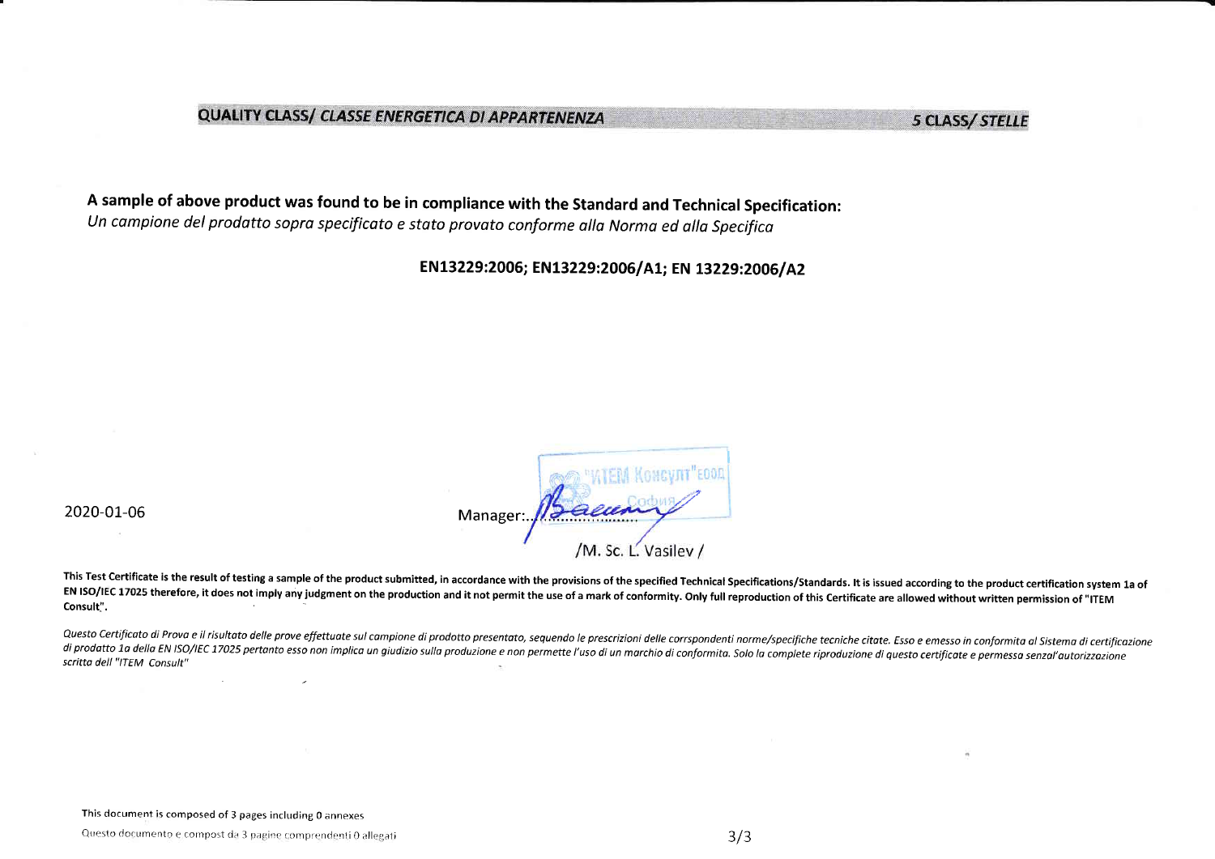| QUALITY CLASS/ *CLASSE ENERGETICA DI APPARTENENZA* | 5 CLASS/ *STELLE* |
| --- | --- |

**A sample of above product was found to be in compliance with the Standard and Technical Specification:**
*Un campione del prodotto sopra specificato e stato provato conforme alla Norma ed alla Specifica*

**EN13229:2006; EN13229:2006/A1; EN 13229:2006/A2**

2020-01-06

Manager:..................

"ИТЕМ Консулт" ЕООД София

/M. Sc. L. Vasilev /

**This Test Certificate is the result of testing a sample of the product submitted, in accordance with the provisions of the specified Technical Specifications/Standards. It is issued according to the product certification system 1a of EN ISO/IEC 17025 therefore, it does not imply any judgment on the production and it not permit the use of a mark of conformity. Only full reproduction of this Certificate are allowed without written permission of "ITEM Consult".**

*Questo Certificato di Prova e il risultato delle prove effettuate sul campione di prodotto presentato, seguendo le prescrizioni delle corrspondenti norme/specifiche tecniche citate. Esso e emesso in conformita al Sistema di certificazione di prodotto 1a della EN ISO/IEC 17025 pertanto esso non implica un giudizio sulla produzione e non permette l'uso di un marchio di conformita. Solo la complete riproduzione di questo certificate e permessa senzal'autorizzazione scritta dell "ITEM Consult"*

This document is composed of 3 pages including 0 annexes

Questo documento e compost da 3 pagine comprendenti 0 allegati